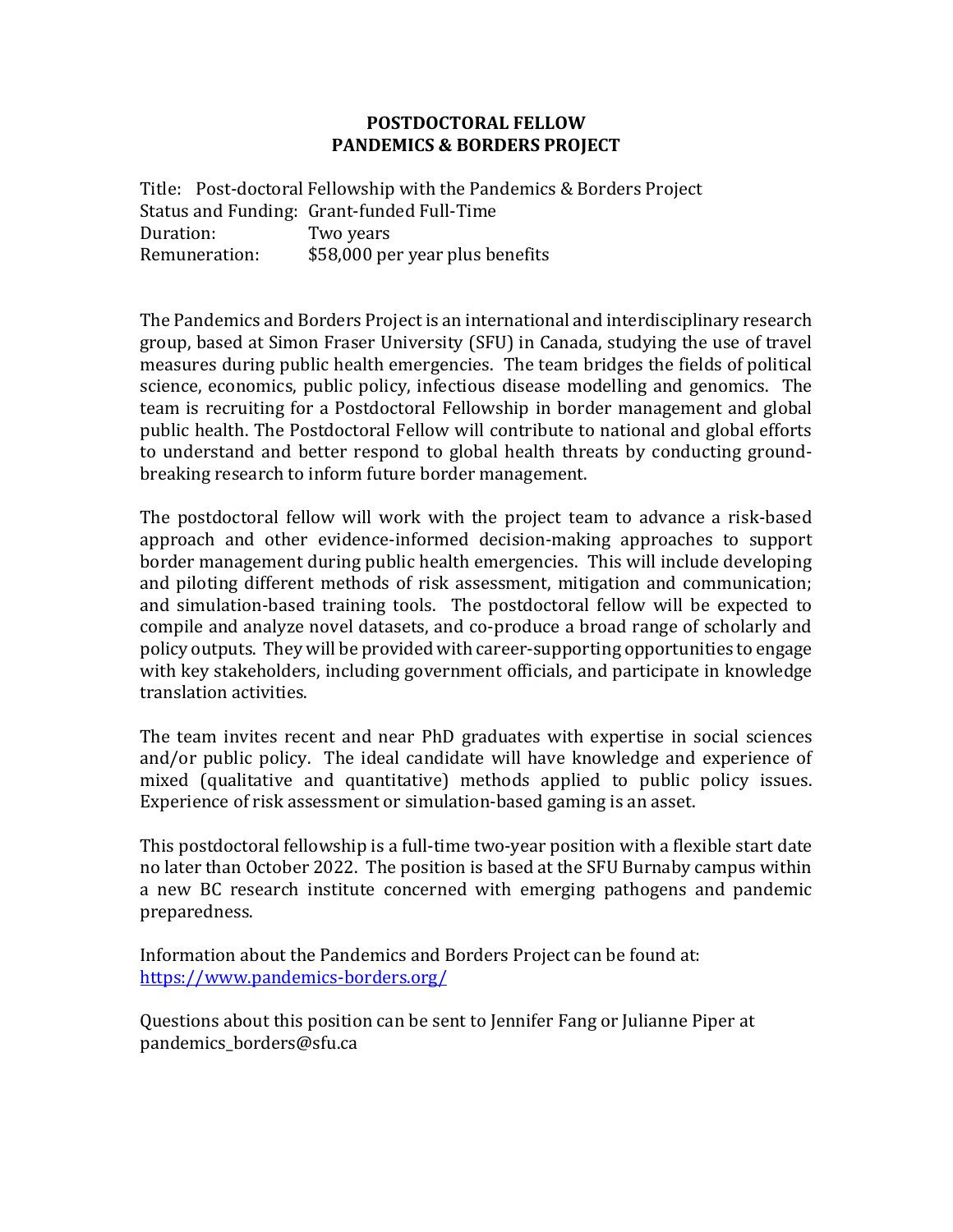# POSTDOCTORAL FELLOW
# PANDEMICS & BORDERS PROJECT

Title: Post-doctoral Fellowship with the Pandemics & Borders Project
Status and Funding: Grant-funded Full-Time
Duration: Two years
Remuneration: $58,000 per year plus benefits

The Pandemics and Borders Project is an international and interdisciplinary research group, based at Simon Fraser University (SFU) in Canada, studying the use of travel measures during public health emergencies. The team bridges the fields of political science, economics, public policy, infectious disease modelling and genomics. The team is recruiting for a Postdoctoral Fellowship in border management and global public health. The Postdoctoral Fellow will contribute to national and global efforts to understand and better respond to global health threats by conducting ground-breaking research to inform future border management.

The postdoctoral fellow will work with the project team to advance a risk-based approach and other evidence-informed decision-making approaches to support border management during public health emergencies. This will include developing and piloting different methods of risk assessment, mitigation and communication; and simulation-based training tools. The postdoctoral fellow will be expected to compile and analyze novel datasets, and co-produce a broad range of scholarly and policy outputs. They will be provided with career-supporting opportunities to engage with key stakeholders, including government officials, and participate in knowledge translation activities.

The team invites recent and near PhD graduates with expertise in social sciences and/or public policy. The ideal candidate will have knowledge and experience of mixed (qualitative and quantitative) methods applied to public policy issues. Experience of risk assessment or simulation-based gaming is an asset.

This postdoctoral fellowship is a full-time two-year position with a flexible start date no later than October 2022. The position is based at the SFU Burnaby campus within a new BC research institute concerned with emerging pathogens and pandemic preparedness.

Information about the Pandemics and Borders Project can be found at:
[https://www.pandemics-borders.org/](https://www.pandemics-borders.org/)

Questions about this position can be sent to Jennifer Fang or Julianne Piper at pandemics_borders@sfu.ca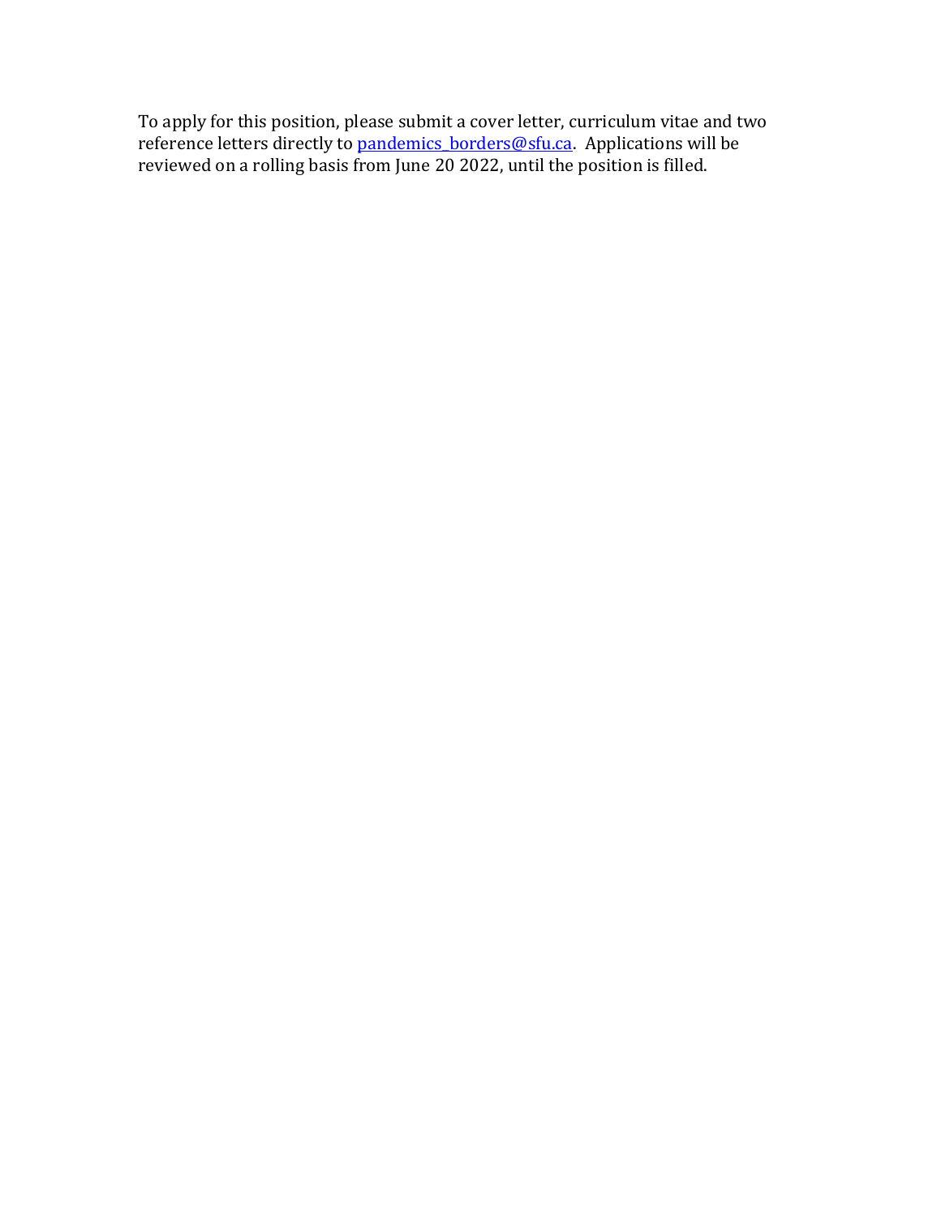To apply for this position, please submit a cover letter, curriculum vitae and two reference letters directly to pandemics_borders@sfu.ca. Applications will be reviewed on a rolling basis from June 20 2022, until the position is filled.